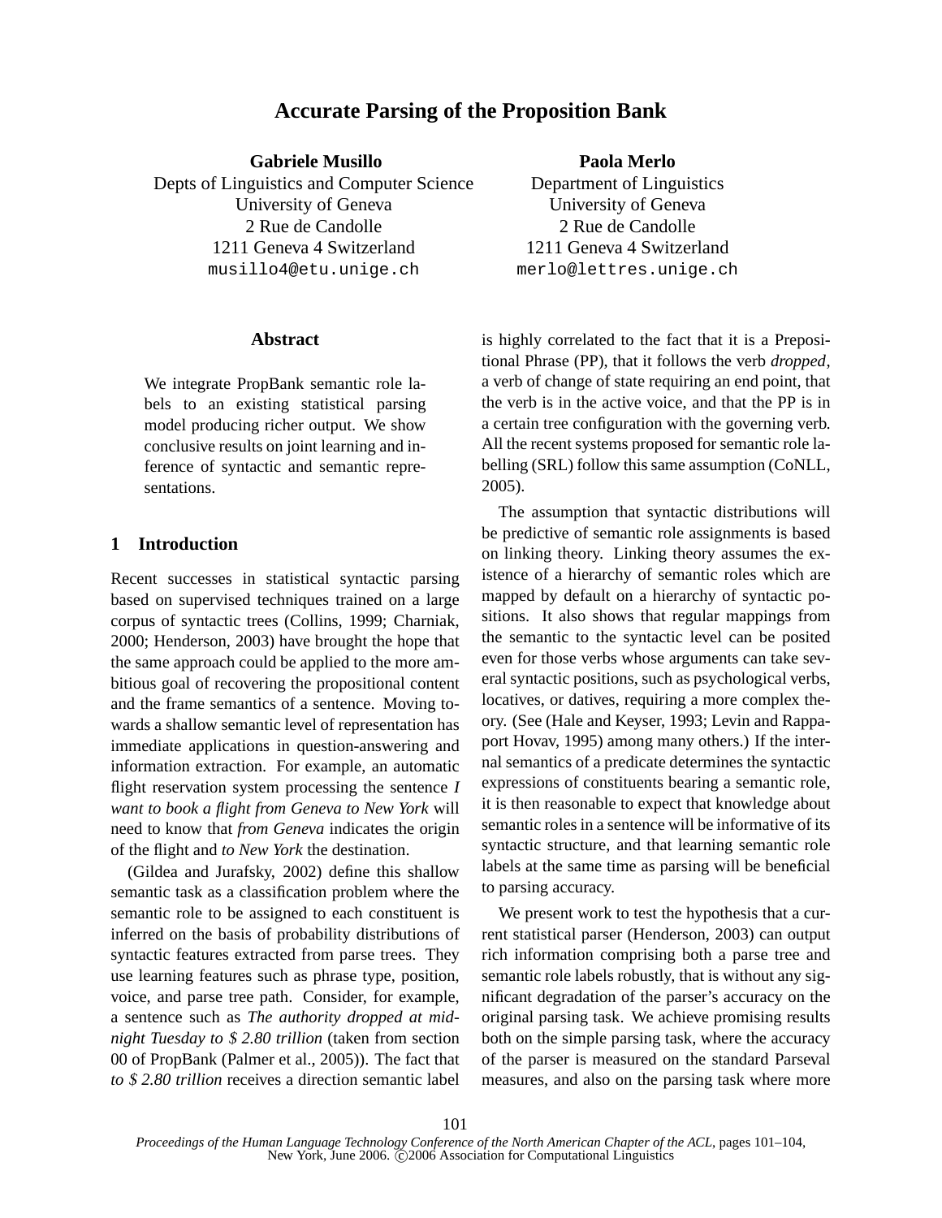# Accurate Parsing of the Proposition Bank

**Gabriele Musillo**
Depts of Linguistics and Computer Science
University of Geneva
2 Rue de Candolle
1211 Geneva 4 Switzerland
musillo4@etu.unige.ch

**Paola Merlo**
Department of Linguistics
University of Geneva
2 Rue de Candolle
1211 Geneva 4 Switzerland
merlo@lettres.unige.ch

## Abstract

We integrate PropBank semantic role labels to an existing statistical parsing model producing richer output. We show conclusive results on joint learning and inference of syntactic and semantic representations.

## 1 Introduction

Recent successes in statistical syntactic parsing based on supervised techniques trained on a large corpus of syntactic trees (Collins, 1999; Charniak, 2000; Henderson, 2003) have brought the hope that the same approach could be applied to the more ambitious goal of recovering the propositional content and the frame semantics of a sentence. Moving towards a shallow semantic level of representation has immediate applications in question-answering and information extraction. For example, an automatic flight reservation system processing the sentence *I want to book a flight from Geneva to New York* will need to know that *from Geneva* indicates the origin of the flight and *to New York* the destination.

(Gildea and Jurafsky, 2002) define this shallow semantic task as a classification problem where the semantic role to be assigned to each constituent is inferred on the basis of probability distributions of syntactic features extracted from parse trees. They use learning features such as phrase type, position, voice, and parse tree path. Consider, for example, a sentence such as *The authority dropped at midnight Tuesday to $ 2.80 trillion* (taken from section 00 of PropBank (Palmer et al., 2005)). The fact that *to $ 2.80 trillion* receives a direction semantic label is highly correlated to the fact that it is a Prepositional Phrase (PP), that it follows the verb *dropped*, a verb of change of state requiring an end point, that the verb is in the active voice, and that the PP is in a certain tree configuration with the governing verb. All the recent systems proposed for semantic role labelling (SRL) follow this same assumption (CoNLL, 2005).

The assumption that syntactic distributions will be predictive of semantic role assignments is based on linking theory. Linking theory assumes the existence of a hierarchy of semantic roles which are mapped by default on a hierarchy of syntactic positions. It also shows that regular mappings from the semantic to the syntactic level can be posited even for those verbs whose arguments can take several syntactic positions, such as psychological verbs, locatives, or datives, requiring a more complex theory. (See (Hale and Keyser, 1993; Levin and Rappaport Hovav, 1995) among many others.) If the internal semantics of a predicate determines the syntactic expressions of constituents bearing a semantic role, it is then reasonable to expect that knowledge about semantic roles in a sentence will be informative of its syntactic structure, and that learning semantic role labels at the same time as parsing will be beneficial to parsing accuracy.

We present work to test the hypothesis that a current statistical parser (Henderson, 2003) can output rich information comprising both a parse tree and semantic role labels robustly, that is without any significant degradation of the parser's accuracy on the original parsing task. We achieve promising results both on the simple parsing task, where the accuracy of the parser is measured on the standard Parseval measures, and also on the parsing task where more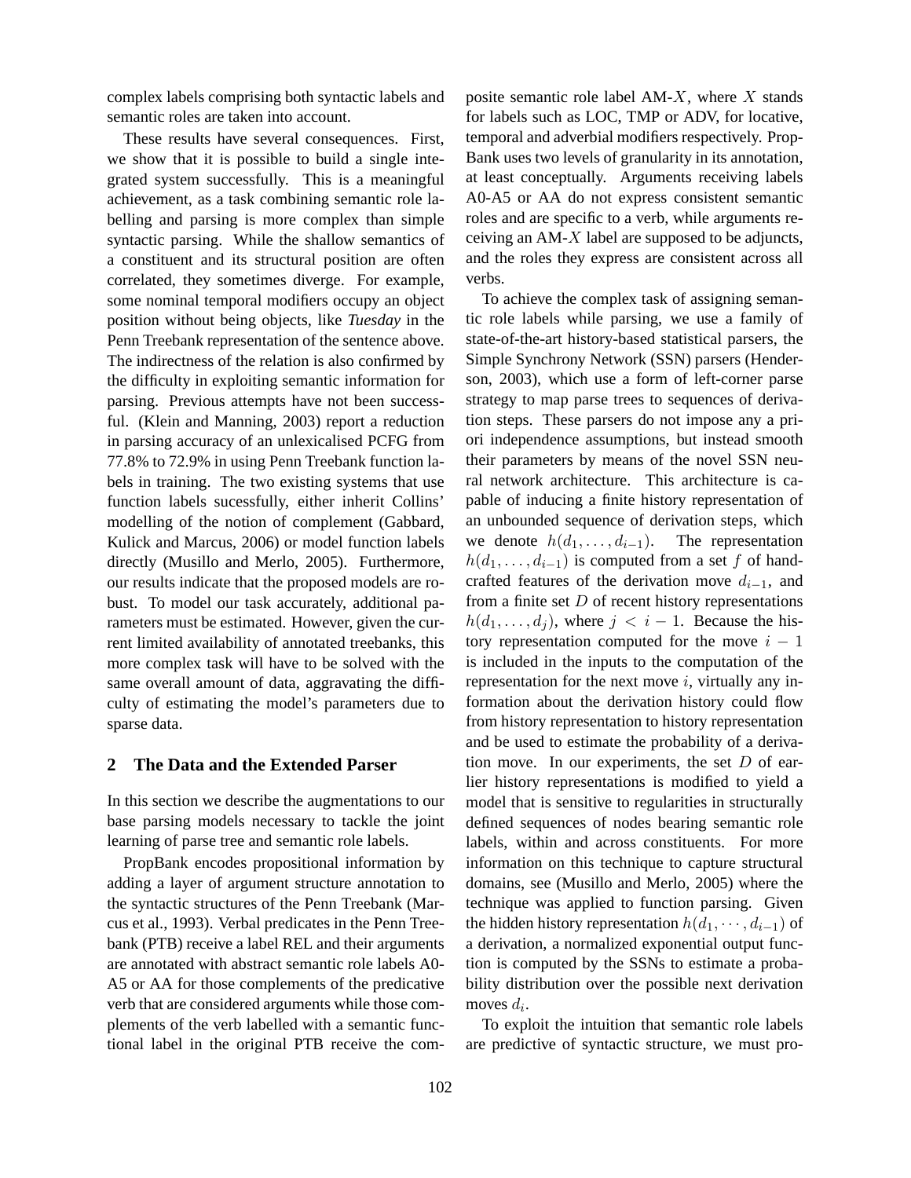complex labels comprising both syntactic labels and semantic roles are taken into account.

These results have several consequences. First, we show that it is possible to build a single integrated system successfully. This is a meaningful achievement, as a task combining semantic role labelling and parsing is more complex than simple syntactic parsing. While the shallow semantics of a constituent and its structural position are often correlated, they sometimes diverge. For example, some nominal temporal modifiers occupy an object position without being objects, like *Tuesday* in the Penn Treebank representation of the sentence above. The indirectness of the relation is also confirmed by the difficulty in exploiting semantic information for parsing. Previous attempts have not been successful. (Klein and Manning, 2003) report a reduction in parsing accuracy of an unlexicalised PCFG from 77.8% to 72.9% in using Penn Treebank function labels in training. The two existing systems that use function labels sucessfully, either inherit Collins' modelling of the notion of complement (Gabbard, Kulick and Marcus, 2006) or model function labels directly (Musillo and Merlo, 2005). Furthermore, our results indicate that the proposed models are robust. To model our task accurately, additional parameters must be estimated. However, given the current limited availability of annotated treebanks, this more complex task will have to be solved with the same overall amount of data, aggravating the difficulty of estimating the model's parameters due to sparse data.

## 2 The Data and the Extended Parser

In this section we describe the augmentations to our base parsing models necessary to tackle the joint learning of parse tree and semantic role labels.

PropBank encodes propositional information by adding a layer of argument structure annotation to the syntactic structures of the Penn Treebank (Marcus et al., 1993). Verbal predicates in the Penn Treebank (PTB) receive a label REL and their arguments are annotated with abstract semantic role labels A0-A5 or AA for those complements of the predicative verb that are considered arguments while those complements of the verb labelled with a semantic functional label in the original PTB receive the composite semantic role label AM-$X$, where $X$ stands for labels such as LOC, TMP or ADV, for locative, temporal and adverbial modifiers respectively. PropBank uses two levels of granularity in its annotation, at least conceptually. Arguments receiving labels A0-A5 or AA do not express consistent semantic roles and are specific to a verb, while arguments receiving an AM-$X$ label are supposed to be adjuncts, and the roles they express are consistent across all verbs.

To achieve the complex task of assigning semantic role labels while parsing, we use a family of state-of-the-art history-based statistical parsers, the Simple Synchrony Network (SSN) parsers (Henderson, 2003), which use a form of left-corner parse strategy to map parse trees to sequences of derivation steps. These parsers do not impose any a priori independence assumptions, but instead smooth their parameters by means of the novel SSN neural network architecture. This architecture is capable of inducing a finite history representation of an unbounded sequence of derivation steps, which we denote $h(d_1, \ldots, d_{i-1})$. The representation $h(d_1, \ldots, d_{i-1})$ is computed from a set $f$ of handcrafted features of the derivation move $d_{i-1}$, and from a finite set $D$ of recent history representations $h(d_1, \ldots, d_j)$, where $j < i - 1$. Because the history representation computed for the move $i - 1$ is included in the inputs to the computation of the representation for the next move $i$, virtually any information about the derivation history could flow from history representation to history representation and be used to estimate the probability of a derivation move. In our experiments, the set $D$ of earlier history representations is modified to yield a model that is sensitive to regularities in structurally defined sequences of nodes bearing semantic role labels, within and across constituents. For more information on this technique to capture structural domains, see (Musillo and Merlo, 2005) where the technique was applied to function parsing. Given the hidden history representation $h(d_1, \cdots, d_{i-1})$ of a derivation, a normalized exponential output function is computed by the SSNs to estimate a probability distribution over the possible next derivation moves $d_i$.

To exploit the intuition that semantic role labels are predictive of syntactic structure, we must pro-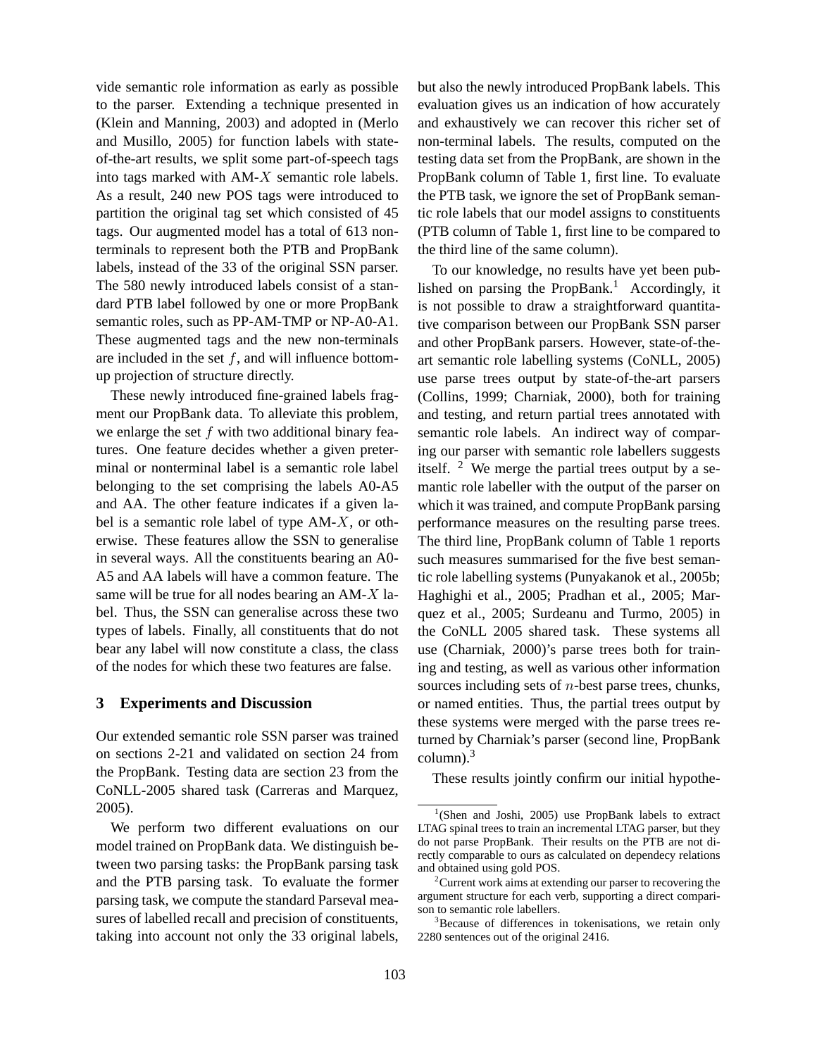vide semantic role information as early as possible to the parser. Extending a technique presented in (Klein and Manning, 2003) and adopted in (Merlo and Musillo, 2005) for function labels with state-of-the-art results, we split some part-of-speech tags into tags marked with AM-$X$ semantic role labels. As a result, 240 new POS tags were introduced to partition the original tag set which consisted of 45 tags. Our augmented model has a total of 613 non-terminals to represent both the PTB and PropBank labels, instead of the 33 of the original SSN parser. The 580 newly introduced labels consist of a standard PTB label followed by one or more PropBank semantic roles, such as PP-AM-TMP or NP-A0-A1. These augmented tags and the new non-terminals are included in the set $f$, and will influence bottom-up projection of structure directly.

These newly introduced fine-grained labels fragment our PropBank data. To alleviate this problem, we enlarge the set $f$ with two additional binary features. One feature decides whether a given preterminal or nonterminal label is a semantic role label belonging to the set comprising the labels A0-A5 and AA. The other feature indicates if a given label is a semantic role label of type AM-$X$, or otherwise. These features allow the SSN to generalise in several ways. All the constituents bearing an A0-A5 and AA labels will have a common feature. The same will be true for all nodes bearing an AM-$X$ label. Thus, the SSN can generalise across these two types of labels. Finally, all constituents that do not bear any label will now constitute a class, the class of the nodes for which these two features are false.

## 3 Experiments and Discussion

Our extended semantic role SSN parser was trained on sections 2-21 and validated on section 24 from the PropBank. Testing data are section 23 from the CoNLL-2005 shared task (Carreras and Marquez, 2005).

We perform two different evaluations on our model trained on PropBank data. We distinguish between two parsing tasks: the PropBank parsing task and the PTB parsing task. To evaluate the former parsing task, we compute the standard Parseval measures of labelled recall and precision of constituents, taking into account not only the 33 original labels, but also the newly introduced PropBank labels. This evaluation gives us an indication of how accurately and exhaustively we can recover this richer set of non-terminal labels. The results, computed on the testing data set from the PropBank, are shown in the PropBank column of Table 1, first line. To evaluate the PTB task, we ignore the set of PropBank semantic role labels that our model assigns to constituents (PTB column of Table 1, first line to be compared to the third line of the same column).

To our knowledge, no results have yet been published on parsing the PropBank.[1] Accordingly, it is not possible to draw a straightforward quantitative comparison between our PropBank SSN parser and other PropBank parsers. However, state-of-the-art semantic role labelling systems (CoNLL, 2005) use parse trees output by state-of-the-art parsers (Collins, 1999; Charniak, 2000), both for training and testing, and return partial trees annotated with semantic role labels. An indirect way of comparing our parser with semantic role labellers suggests itself. [2] We merge the partial trees output by a semantic role labeller with the output of the parser on which it was trained, and compute PropBank parsing performance measures on the resulting parse trees. The third line, PropBank column of Table 1 reports such measures summarised for the five best semantic role labelling systems (Punyakanok et al., 2005b; Haghighi et al., 2005; Pradhan et al., 2005; Marquez et al., 2005; Surdeanu and Turmo, 2005) in the CoNLL 2005 shared task. These systems all use (Charniak, 2000)'s parse trees both for training and testing, as well as various other information sources including sets of $n$-best parse trees, chunks, or named entities. Thus, the partial trees output by these systems were merged with the parse trees returned by Charniak's parser (second line, PropBank column).[3]

These results jointly confirm our initial hypothe-

[1](Shen and Joshi, 2005) use PropBank labels to extract LTAG spinal trees to train an incremental LTAG parser, but they do not parse PropBank. Their results on the PTB are not directly comparable to ours as calculated on dependecy relations and obtained using gold POS.

[2]Current work aims at extending our parser to recovering the argument structure for each verb, supporting a direct comparison to semantic role labellers.

[3]Because of differences in tokenisations, we retain only 2280 sentences out of the original 2416.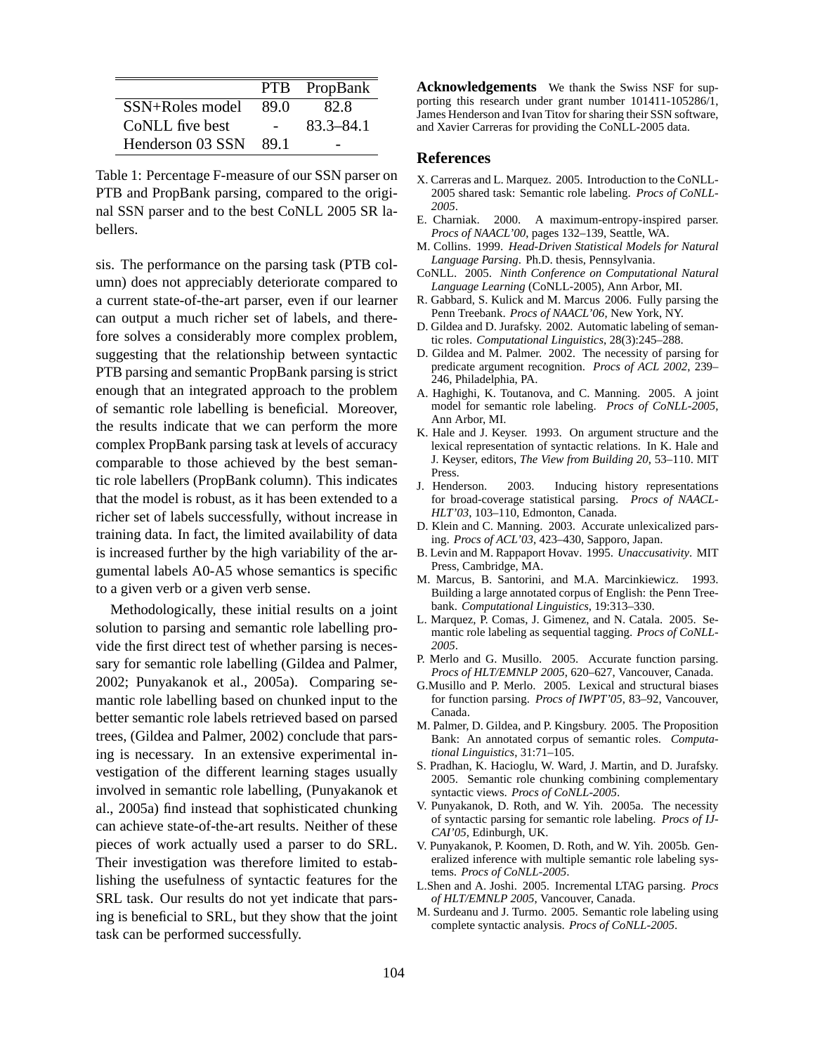| | PTB | PropBank |
|---|---|---|
| SSN+Roles model | 89.0 | 82.8 |
| CoNLL five best | - | 83.3–84.1 |
| Henderson 03 SSN | 89.1 | - |

Table 1: Percentage F-measure of our SSN parser on PTB and PropBank parsing, compared to the original SSN parser and to the best CoNLL 2005 SR labellers.

sis. The performance on the parsing task (PTB column) does not appreciably deteriorate compared to a current state-of-the-art parser, even if our learner can output a much richer set of labels, and therefore solves a considerably more complex problem, suggesting that the relationship between syntactic PTB parsing and semantic PropBank parsing is strict enough that an integrated approach to the problem of semantic role labelling is beneficial. Moreover, the results indicate that we can perform the more complex PropBank parsing task at levels of accuracy comparable to those achieved by the best semantic role labellers (PropBank column). This indicates that the model is robust, as it has been extended to a richer set of labels successfully, without increase in training data. In fact, the limited availability of data is increased further by the high variability of the argumental labels A0-A5 whose semantics is specific to a given verb or a given verb sense.

Methodologically, these initial results on a joint solution to parsing and semantic role labelling provide the first direct test of whether parsing is necessary for semantic role labelling (Gildea and Palmer, 2002; Punyakanok et al., 2005a). Comparing semantic role labelling based on chunked input to the better semantic role labels retrieved based on parsed trees, (Gildea and Palmer, 2002) conclude that parsing is necessary. In an extensive experimental investigation of the different learning stages usually involved in semantic role labelling, (Punyakanok et al., 2005a) find instead that sophisticated chunking can achieve state-of-the-art results. Neither of these pieces of work actually used a parser to do SRL. Their investigation was therefore limited to establishing the usefulness of syntactic features for the SRL task. Our results do not yet indicate that parsing is beneficial to SRL, but they show that the joint task can be performed successfully.

**Acknowledgements** We thank the Swiss NSF for supporting this research under grant number 101411-105286/1, James Henderson and Ivan Titov for sharing their SSN software, and Xavier Carreras for providing the CoNLL-2005 data.

## References

X. Carreras and L. Marquez. 2005. Introduction to the CoNLL-2005 shared task: Semantic role labeling. *Procs of CoNLL-2005*.

E. Charniak. 2000. A maximum-entropy-inspired parser. *Procs of NAACL'00*, pages 132–139, Seattle, WA.

M. Collins. 1999. *Head-Driven Statistical Models for Natural Language Parsing*. Ph.D. thesis, Pennsylvania.

CoNLL. 2005. *Ninth Conference on Computational Natural Language Learning* (CoNLL-2005), Ann Arbor, MI.

R. Gabbard, S. Kulick and M. Marcus 2006. Fully parsing the Penn Treebank. *Procs of NAACL'06*, New York, NY.

D. Gildea and D. Jurafsky. 2002. Automatic labeling of semantic roles. *Computational Linguistics*, 28(3):245–288.

D. Gildea and M. Palmer. 2002. The necessity of parsing for predicate argument recognition. *Procs of ACL 2002*, 239–246, Philadelphia, PA.

A. Haghighi, K. Toutanova, and C. Manning. 2005. A joint model for semantic role labeling. *Procs of CoNLL-2005*, Ann Arbor, MI.

K. Hale and J. Keyser. 1993. On argument structure and the lexical representation of syntactic relations. In K. Hale and J. Keyser, editors, *The View from Building 20*, 53–110. MIT Press.

J. Henderson. 2003. Inducing history representations for broad-coverage statistical parsing. *Procs of NAACL-HLT'03*, 103–110, Edmonton, Canada.

D. Klein and C. Manning. 2003. Accurate unlexicalized parsing. *Procs of ACL'03*, 423–430, Sapporo, Japan.

B. Levin and M. Rappaport Hovav. 1995. *Unaccusativity*. MIT Press, Cambridge, MA.

M. Marcus, B. Santorini, and M.A. Marcinkiewicz. 1993. Building a large annotated corpus of English: the Penn Treebank. *Computational Linguistics*, 19:313–330.

L. Marquez, P. Comas, J. Gimenez, and N. Catala. 2005. Semantic role labeling as sequential tagging. *Procs of CoNLL-2005*.

P. Merlo and G. Musillo. 2005. Accurate function parsing. *Procs of HLT/EMNLP 2005*, 620–627, Vancouver, Canada.

G.Musillo and P. Merlo. 2005. Lexical and structural biases for function parsing. *Procs of IWPT'05*, 83–92, Vancouver, Canada.

M. Palmer, D. Gildea, and P. Kingsbury. 2005. The Proposition Bank: An annotated corpus of semantic roles. *Computational Linguistics*, 31:71–105.

S. Pradhan, K. Hacioglu, W. Ward, J. Martin, and D. Jurafsky. 2005. Semantic role chunking combining complementary syntactic views. *Procs of CoNLL-2005*.

V. Punyakanok, D. Roth, and W. Yih. 2005a. The necessity of syntactic parsing for semantic role labeling. *Procs of IJ-CAI'05*, Edinburgh, UK.

V. Punyakanok, P. Koomen, D. Roth, and W. Yih. 2005b. Generalized inference with multiple semantic role labeling systems. *Procs of CoNLL-2005*.

L.Shen and A. Joshi. 2005. Incremental LTAG parsing. *Procs of HLT/EMNLP 2005*, Vancouver, Canada.

M. Surdeanu and J. Turmo. 2005. Semantic role labeling using complete syntactic analysis. *Procs of CoNLL-2005*.